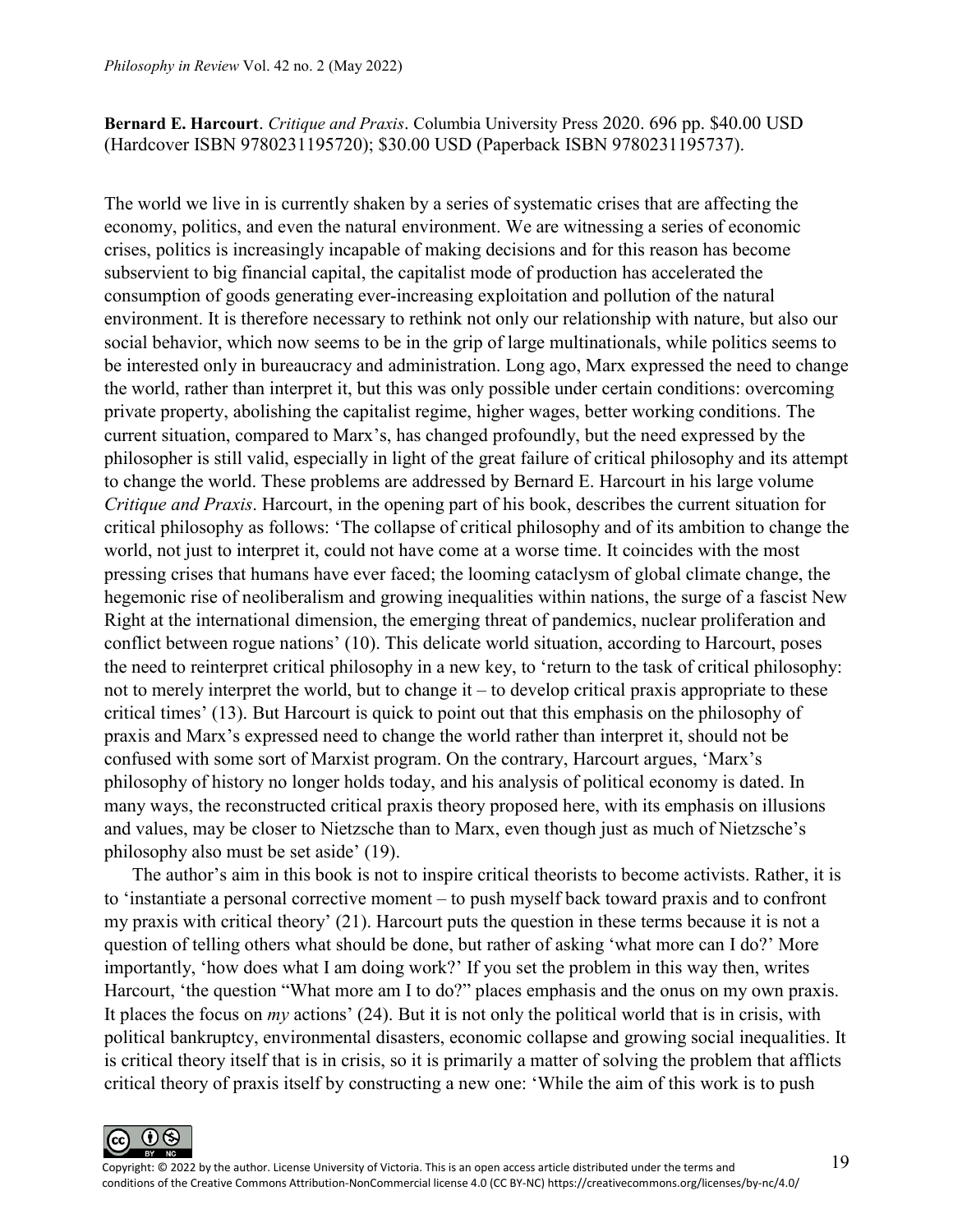**Bernard E. Harcourt**. *Critique and Praxis*. Columbia University Press 2020. 696 pp. $40.00 USD (Hardcover ISBN 9780231195720); $30.00 USD (Paperback ISBN 9780231195737).

The world we live in is currently shaken by a series of systematic crises that are affecting the economy, politics, and even the natural environment. We are witnessing a series of economic crises, politics is increasingly incapable of making decisions and for this reason has become subservient to big financial capital, the capitalist mode of production has accelerated the consumption of goods generating ever-increasing exploitation and pollution of the natural environment. It is therefore necessary to rethink not only our relationship with nature, but also our social behavior, which now seems to be in the grip of large multinationals, while politics seems to be interested only in bureaucracy and administration. Long ago, Marx expressed the need to change the world, rather than interpret it, but this was only possible under certain conditions: overcoming private property, abolishing the capitalist regime, higher wages, better working conditions. The current situation, compared to Marx's, has changed profoundly, but the need expressed by the philosopher is still valid, especially in light of the great failure of critical philosophy and its attempt to change the world. These problems are addressed by Bernard E. Harcourt in his large volume *Critique and Praxis*. Harcourt, in the opening part of his book, describes the current situation for critical philosophy as follows: 'The collapse of critical philosophy and of its ambition to change the world, not just to interpret it, could not have come at a worse time. It coincides with the most pressing crises that humans have ever faced; the looming cataclysm of global climate change, the hegemonic rise of neoliberalism and growing inequalities within nations, the surge of a fascist New Right at the international dimension, the emerging threat of pandemics, nuclear proliferation and conflict between rogue nations' (10). This delicate world situation, according to Harcourt, poses the need to reinterpret critical philosophy in a new key, to 'return to the task of critical philosophy: not to merely interpret the world, but to change it – to develop critical praxis appropriate to these critical times' (13). But Harcourt is quick to point out that this emphasis on the philosophy of praxis and Marx's expressed need to change the world rather than interpret it, should not be confused with some sort of Marxist program. On the contrary, Harcourt argues, 'Marx's philosophy of history no longer holds today, and his analysis of political economy is dated. In many ways, the reconstructed critical praxis theory proposed here, with its emphasis on illusions and values, may be closer to Nietzsche than to Marx, even though just as much of Nietzsche's philosophy also must be set aside' (19).

The author's aim in this book is not to inspire critical theorists to become activists. Rather, it is to 'instantiate a personal corrective moment – to push myself back toward praxis and to confront my praxis with critical theory' (21). Harcourt puts the question in these terms because it is not a question of telling others what should be done, but rather of asking 'what more can I do?' More importantly, 'how does what I am doing work?' If you set the problem in this way then, writes Harcourt, 'the question "What more am I to do?" places emphasis and the onus on my own praxis. It places the focus on *my* actions' (24). But it is not only the political world that is in crisis, with political bankruptcy, environmental disasters, economic collapse and growing social inequalities. It is critical theory itself that is in crisis, so it is primarily a matter of solving the problem that afflicts critical theory of praxis itself by constructing a new one: 'While the aim of this work is to push

Copyright: © 2022 by the author. License University of Victoria. This is an open access article distributed under the terms and conditions of the Creative Commons Attribution-NonCommercial license 4.0 (CC BY-NC) https://creativecommons.org/licenses/by-nc/4.0/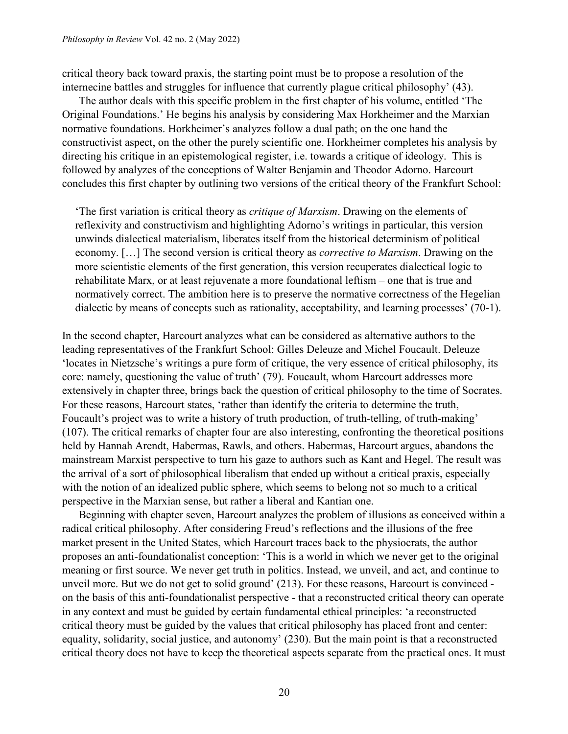critical theory back toward praxis, the starting point must be to propose a resolution of the internecine battles and struggles for influence that currently plague critical philosophy' (43).

The author deals with this specific problem in the first chapter of his volume, entitled 'The Original Foundations.' He begins his analysis by considering Max Horkheimer and the Marxian normative foundations. Horkheimer's analyzes follow a dual path; on the one hand the constructivist aspect, on the other the purely scientific one. Horkheimer completes his analysis by directing his critique in an epistemological register, i.e. towards a critique of ideology. This is followed by analyzes of the conceptions of Walter Benjamin and Theodor Adorno. Harcourt concludes this first chapter by outlining two versions of the critical theory of the Frankfurt School:

> 'The first variation is critical theory as *critique of Marxism*. Drawing on the elements of reflexivity and constructivism and highlighting Adorno's writings in particular, this version unwinds dialectical materialism, liberates itself from the historical determinism of political economy. […] The second version is critical theory as *corrective to Marxism*. Drawing on the more scientistic elements of the first generation, this version recuperates dialectical logic to rehabilitate Marx, or at least rejuvenate a more foundational leftism – one that is true and normatively correct. The ambition here is to preserve the normative correctness of the Hegelian dialectic by means of concepts such as rationality, acceptability, and learning processes' (70-1).

In the second chapter, Harcourt analyzes what can be considered as alternative authors to the leading representatives of the Frankfurt School: Gilles Deleuze and Michel Foucault. Deleuze 'locates in Nietzsche's writings a pure form of critique, the very essence of critical philosophy, its core: namely, questioning the value of truth' (79). Foucault, whom Harcourt addresses more extensively in chapter three, brings back the question of critical philosophy to the time of Socrates. For these reasons, Harcourt states, 'rather than identify the criteria to determine the truth, Foucault's project was to write a history of truth production, of truth-telling, of truth-making' (107). The critical remarks of chapter four are also interesting, confronting the theoretical positions held by Hannah Arendt, Habermas, Rawls, and others. Habermas, Harcourt argues, abandons the mainstream Marxist perspective to turn his gaze to authors such as Kant and Hegel. The result was the arrival of a sort of philosophical liberalism that ended up without a critical praxis, especially with the notion of an idealized public sphere, which seems to belong not so much to a critical perspective in the Marxian sense, but rather a liberal and Kantian one.

Beginning with chapter seven, Harcourt analyzes the problem of illusions as conceived within a radical critical philosophy. After considering Freud's reflections and the illusions of the free market present in the United States, which Harcourt traces back to the physiocrats, the author proposes an anti-foundationalist conception: 'This is a world in which we never get to the original meaning or first source. We never get truth in politics. Instead, we unveil, and act, and continue to unveil more. But we do not get to solid ground' (213). For these reasons, Harcourt is convinced - on the basis of this anti-foundationalist perspective - that a reconstructed critical theory can operate in any context and must be guided by certain fundamental ethical principles: 'a reconstructed critical theory must be guided by the values that critical philosophy has placed front and center: equality, solidarity, social justice, and autonomy' (230). But the main point is that a reconstructed critical theory does not have to keep the theoretical aspects separate from the practical ones. It must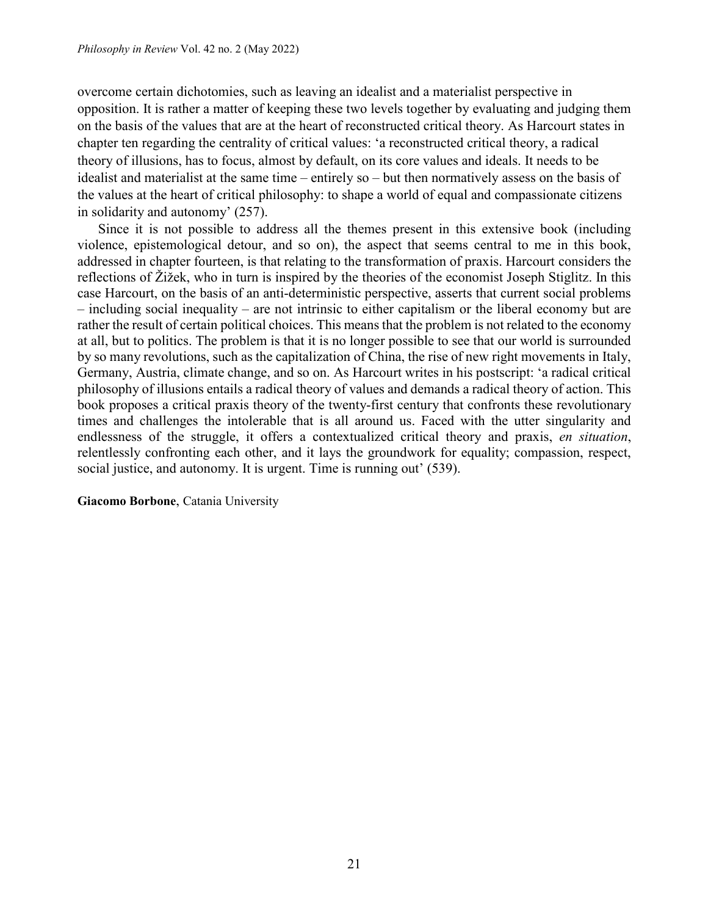overcome certain dichotomies, such as leaving an idealist and a materialist perspective in opposition. It is rather a matter of keeping these two levels together by evaluating and judging them on the basis of the values that are at the heart of reconstructed critical theory. As Harcourt states in chapter ten regarding the centrality of critical values: 'a reconstructed critical theory, a radical theory of illusions, has to focus, almost by default, on its core values and ideals. It needs to be idealist and materialist at the same time – entirely so – but then normatively assess on the basis of the values at the heart of critical philosophy: to shape a world of equal and compassionate citizens in solidarity and autonomy' (257).

Since it is not possible to address all the themes present in this extensive book (including violence, epistemological detour, and so on), the aspect that seems central to me in this book, addressed in chapter fourteen, is that relating to the transformation of praxis. Harcourt considers the reflections of Žižek, who in turn is inspired by the theories of the economist Joseph Stiglitz. In this case Harcourt, on the basis of an anti-deterministic perspective, asserts that current social problems – including social inequality – are not intrinsic to either capitalism or the liberal economy but are rather the result of certain political choices. This means that the problem is not related to the economy at all, but to politics. The problem is that it is no longer possible to see that our world is surrounded by so many revolutions, such as the capitalization of China, the rise of new right movements in Italy, Germany, Austria, climate change, and so on. As Harcourt writes in his postscript: 'a radical critical philosophy of illusions entails a radical theory of values and demands a radical theory of action. This book proposes a critical praxis theory of the twenty-first century that confronts these revolutionary times and challenges the intolerable that is all around us. Faced with the utter singularity and endlessness of the struggle, it offers a contextualized critical theory and praxis, *en situation*, relentlessly confronting each other, and it lays the groundwork for equality; compassion, respect, social justice, and autonomy. It is urgent. Time is running out' (539).

**Giacomo Borbone**, Catania University